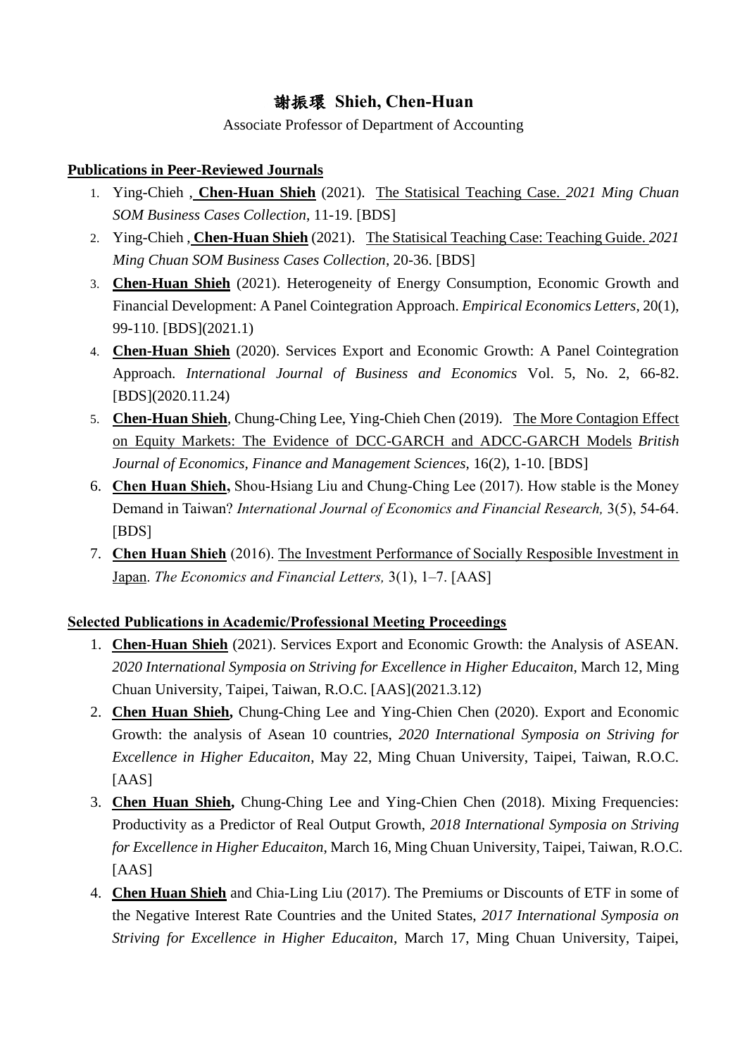# 謝振環 Shieh, Chen-Huan

Associate Professor of Department of Accounting

**Publications in Peer-Reviewed Journals**

1. Ying-Chieh , **Chen-Huan Shieh** (2021). The Statisical Teaching Case. *2021 Ming Chuan SOM Business Cases Collection*, 11-19. [BDS]
2. Ying-Chieh , **Chen-Huan Shieh** (2021). The Statisical Teaching Case: Teaching Guide. *2021 Ming Chuan SOM Business Cases Collection*, 20-36. [BDS]
3. **Chen-Huan Shieh** (2021). Heterogeneity of Energy Consumption, Economic Growth and Financial Development: A Panel Cointegration Approach. *Empirical Economics Letters*, 20(1), 99-110. [BDS](2021.1)
4. **Chen-Huan Shieh** (2020). Services Export and Economic Growth: A Panel Cointegration Approach. *International Journal of Business and Economics* Vol. 5, No. 2, 66-82. [BDS](2020.11.24)
5. **Chen-Huan Shieh**, Chung-Ching Lee, Ying-Chieh Chen (2019). The More Contagion Effect on Equity Markets: The Evidence of DCC-GARCH and ADCC-GARCH Models *British Journal of Economics, Finance and Management Sciences*, 16(2), 1-10. [BDS]
6. **Chen Huan Shieh,** Shou-Hsiang Liu and Chung-Ching Lee (2017). How stable is the Money Demand in Taiwan? *International Journal of Economics and Financial Research,* 3(5), 54-64. [BDS]
7. **Chen Huan Shieh** (2016). The Investment Performance of Socially Resposible Investment in Japan. *The Economics and Financial Letters,* 3(1), 1–7. [AAS]

**Selected Publications in Academic/Professional Meeting Proceedings**

1. **Chen-Huan Shieh** (2021). Services Export and Economic Growth: the Analysis of ASEAN. *2020 International Symposia on Striving for Excellence in Higher Educaiton*, March 12, Ming Chuan University, Taipei, Taiwan, R.O.C. [AAS](2021.3.12)
2. **Chen Huan Shieh,** Chung-Ching Lee and Ying-Chien Chen (2020). Export and Economic Growth: the analysis of Asean 10 countries, *2020 International Symposia on Striving for Excellence in Higher Educaiton,* May 22, Ming Chuan University, Taipei, Taiwan, R.O.C. [AAS]
3. **Chen Huan Shieh,** Chung-Ching Lee and Ying-Chien Chen (2018). Mixing Frequencies: Productivity as a Predictor of Real Output Growth, *2018 International Symposia on Striving for Excellence in Higher Educaiton*, March 16, Ming Chuan University, Taipei, Taiwan, R.O.C. [AAS]
4. **Chen Huan Shieh** and Chia-Ling Liu (2017). The Premiums or Discounts of ETF in some of the Negative Interest Rate Countries and the United States, *2017 International Symposia on Striving for Excellence in Higher Educaiton*, March 17, Ming Chuan University, Taipei,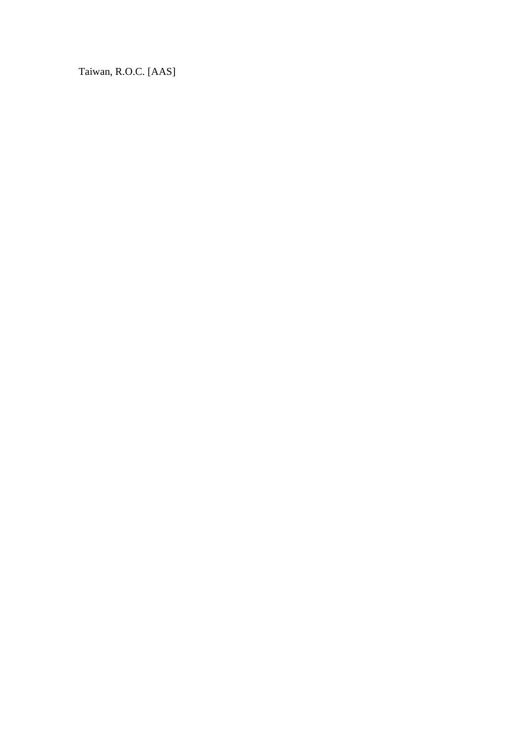Taiwan, R.O.C. [AAS]